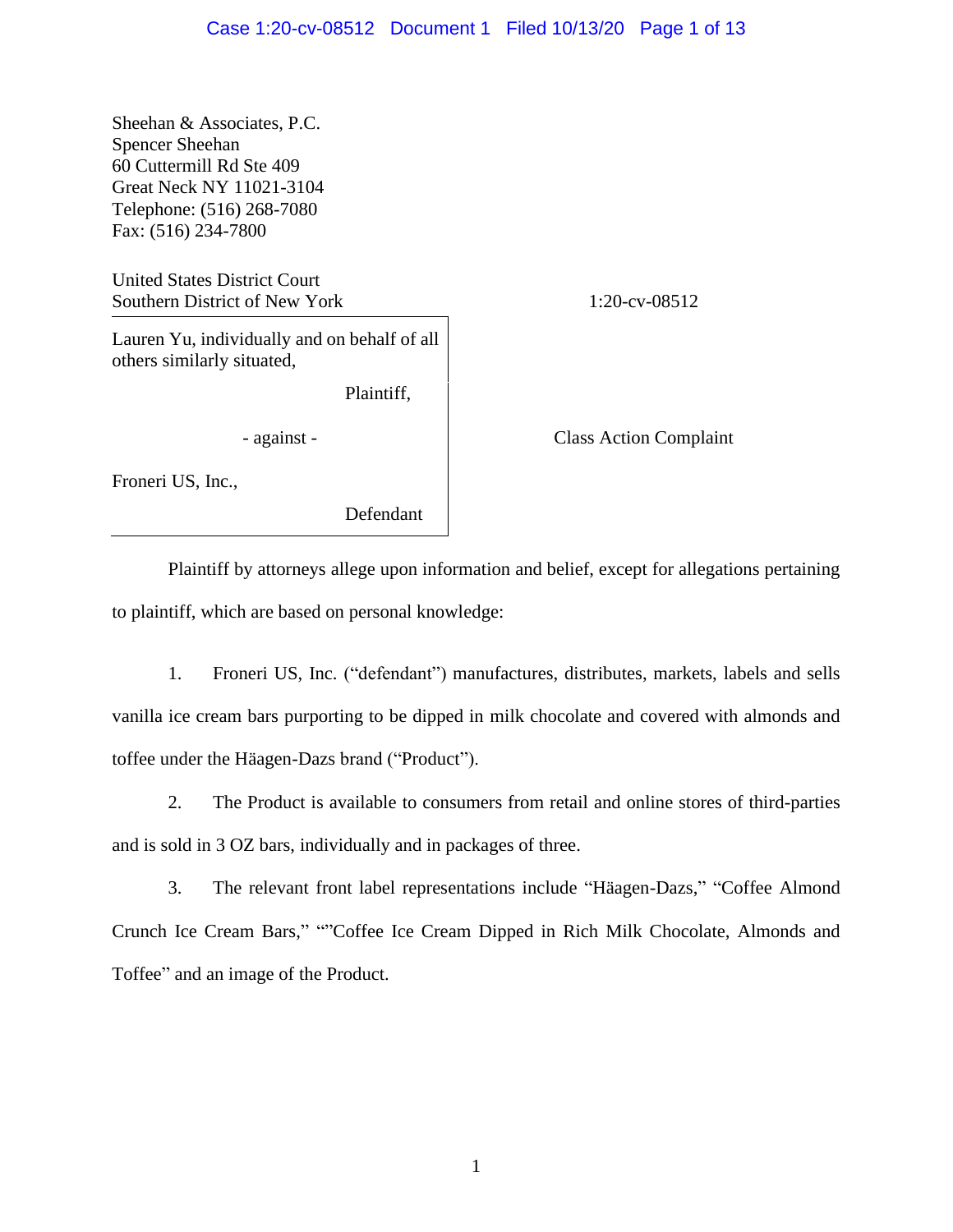Sheehan & Associates, P.C.
Spencer Sheehan
60 Cuttermill Rd Ste 409
Great Neck NY 11021-3104
Telephone: (516) 268-7080
Fax: (516) 234-7800

United States District Court
Southern District of New York

1:20-cv-08512

Lauren Yu, individually and on behalf of all others similarly situated,

Plaintiff,

- against -

Class Action Complaint

Froneri US, Inc.,

Defendant

Plaintiff by attorneys allege upon information and belief, except for allegations pertaining to plaintiff, which are based on personal knowledge:

1. Froneri US, Inc. ("defendant") manufactures, distributes, markets, labels and sells vanilla ice cream bars purporting to be dipped in milk chocolate and covered with almonds and toffee under the Häagen-Dazs brand ("Product").

2. The Product is available to consumers from retail and online stores of third-parties and is sold in 3 OZ bars, individually and in packages of three.

3. The relevant front label representations include "Häagen-Dazs," "Coffee Almond Crunch Ice Cream Bars," ""Coffee Ice Cream Dipped in Rich Milk Chocolate, Almonds and Toffee" and an image of the Product.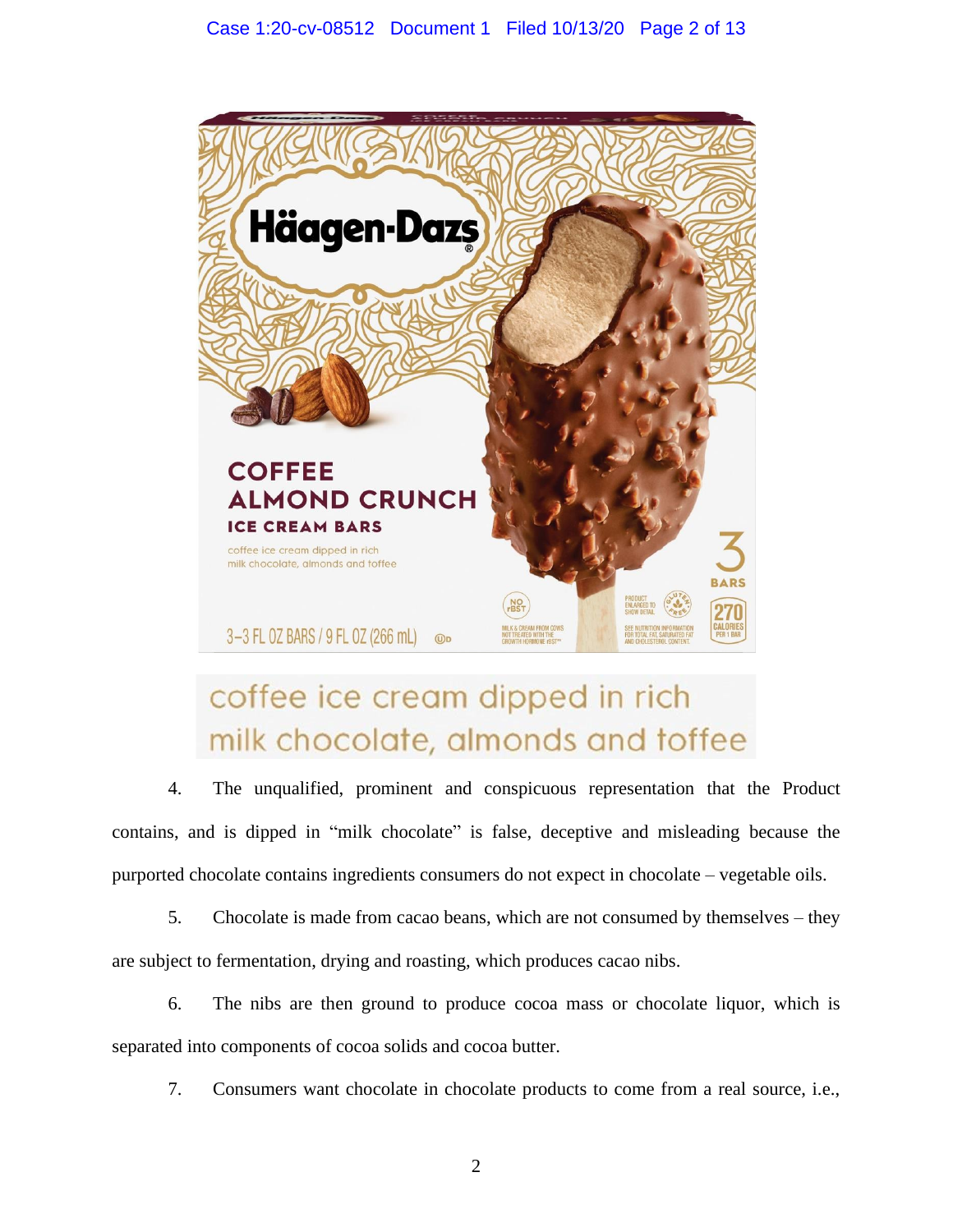coffee ice cream dipped in rich milk chocolate, almonds and toffee

4. The unqualified, prominent and conspicuous representation that the Product contains, and is dipped in "milk chocolate" is false, deceptive and misleading because the purported chocolate contains ingredients consumers do not expect in chocolate – vegetable oils.

5. Chocolate is made from cacao beans, which are not consumed by themselves – they are subject to fermentation, drying and roasting, which produces cacao nibs.

6. The nibs are then ground to produce cocoa mass or chocolate liquor, which is separated into components of cocoa solids and cocoa butter.

7. Consumers want chocolate in chocolate products to come from a real source, i.e.,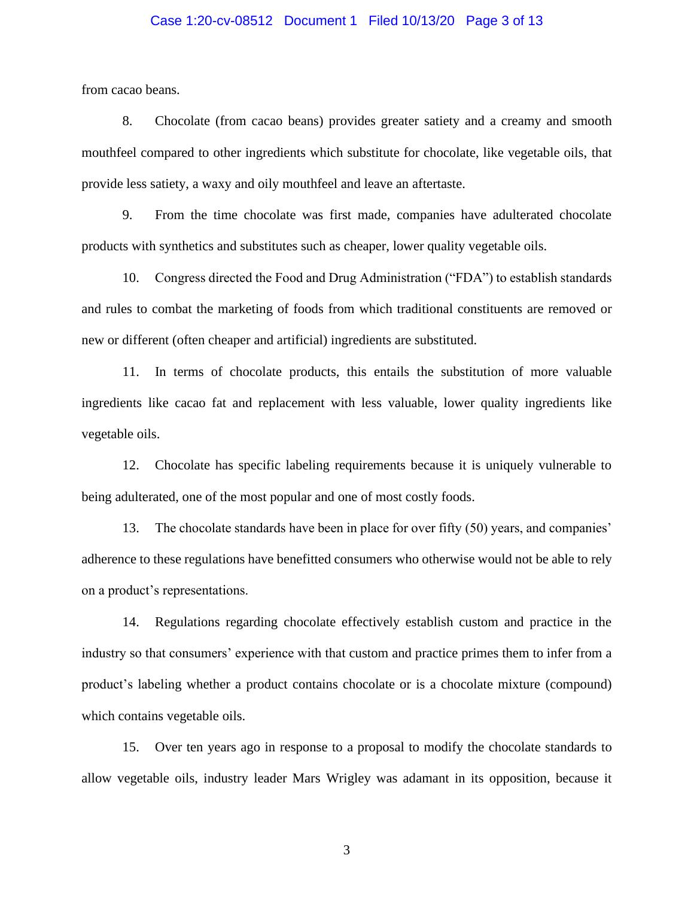from cacao beans.

8. Chocolate (from cacao beans) provides greater satiety and a creamy and smooth mouthfeel compared to other ingredients which substitute for chocolate, like vegetable oils, that provide less satiety, a waxy and oily mouthfeel and leave an aftertaste.

9. From the time chocolate was first made, companies have adulterated chocolate products with synthetics and substitutes such as cheaper, lower quality vegetable oils.

10. Congress directed the Food and Drug Administration ("FDA") to establish standards and rules to combat the marketing of foods from which traditional constituents are removed or new or different (often cheaper and artificial) ingredients are substituted.

11. In terms of chocolate products, this entails the substitution of more valuable ingredients like cacao fat and replacement with less valuable, lower quality ingredients like vegetable oils.

12. Chocolate has specific labeling requirements because it is uniquely vulnerable to being adulterated, one of the most popular and one of most costly foods.

13. The chocolate standards have been in place for over fifty (50) years, and companies' adherence to these regulations have benefitted consumers who otherwise would not be able to rely on a product's representations.

14. Regulations regarding chocolate effectively establish custom and practice in the industry so that consumers' experience with that custom and practice primes them to infer from a product's labeling whether a product contains chocolate or is a chocolate mixture (compound) which contains vegetable oils.

15. Over ten years ago in response to a proposal to modify the chocolate standards to allow vegetable oils, industry leader Mars Wrigley was adamant in its opposition, because it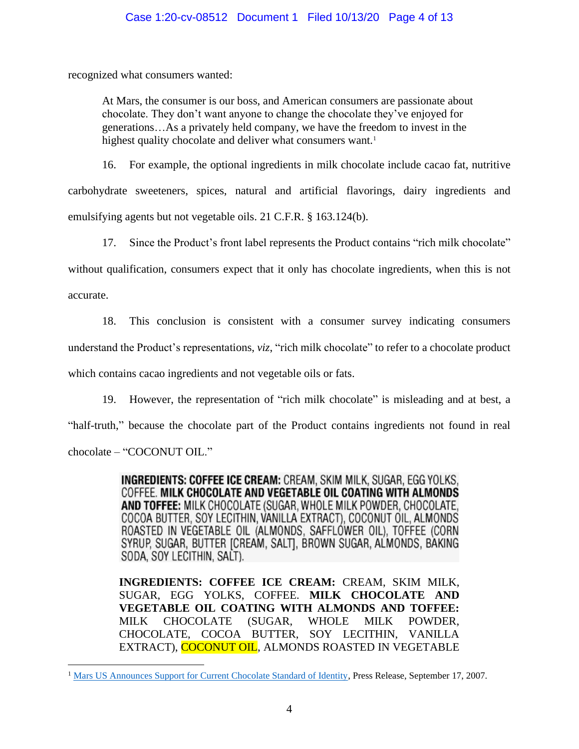recognized what consumers wanted:

> At Mars, the consumer is our boss, and American consumers are passionate about chocolate. They don't want anyone to change the chocolate they've enjoyed for generations…As a privately held company, we have the freedom to invest in the highest quality chocolate and deliver what consumers want.[1]

16. For example, the optional ingredients in milk chocolate include cacao fat, nutritive carbohydrate sweeteners, spices, natural and artificial flavorings, dairy ingredients and emulsifying agents but not vegetable oils. 21 C.F.R. § 163.124(b).

17. Since the Product's front label represents the Product contains "rich milk chocolate" without qualification, consumers expect that it only has chocolate ingredients, when this is not accurate.

18. This conclusion is consistent with a consumer survey indicating consumers understand the Product's representations, *viz*, "rich milk chocolate" to refer to a chocolate product which contains cacao ingredients and not vegetable oils or fats.

19. However, the representation of "rich milk chocolate" is misleading and at best, a "half-truth," because the chocolate part of the Product contains ingredients not found in real chocolate – "COCONUT OIL."

> **INGREDIENTS: COFFEE ICE CREAM:** CREAM, SKIM MILK, SUGAR, EGG YOLKS, COFFEE. **MILK CHOCOLATE AND VEGETABLE OIL COATING WITH ALMONDS AND TOFFEE:** MILK CHOCOLATE (SUGAR, WHOLE MILK POWDER, CHOCOLATE, COCOA BUTTER, SOY LECITHIN, VANILLA EXTRACT), COCONUT OIL, ALMONDS ROASTED IN VEGETABLE OIL (ALMONDS, SAFFLOWER OIL), TOFFEE (CORN SYRUP, SUGAR, BUTTER [CREAM, SALT], BROWN SUGAR, ALMONDS, BAKING SODA, SOY LECITHIN, SALT).

> **INGREDIENTS: COFFEE ICE CREAM:** CREAM, SKIM MILK, SUGAR, EGG YOLKS, COFFEE. **MILK CHOCOLATE AND VEGETABLE OIL COATING WITH ALMONDS AND TOFFEE:** MILK CHOCOLATE (SUGAR, WHOLE MILK POWDER, CHOCOLATE, COCOA BUTTER, SOY LECITHIN, VANILLA EXTRACT), COCONUT OIL, ALMONDS ROASTED IN VEGETABLE

[1] Mars US Announces Support for Current Chocolate Standard of Identity, Press Release, September 17, 2007.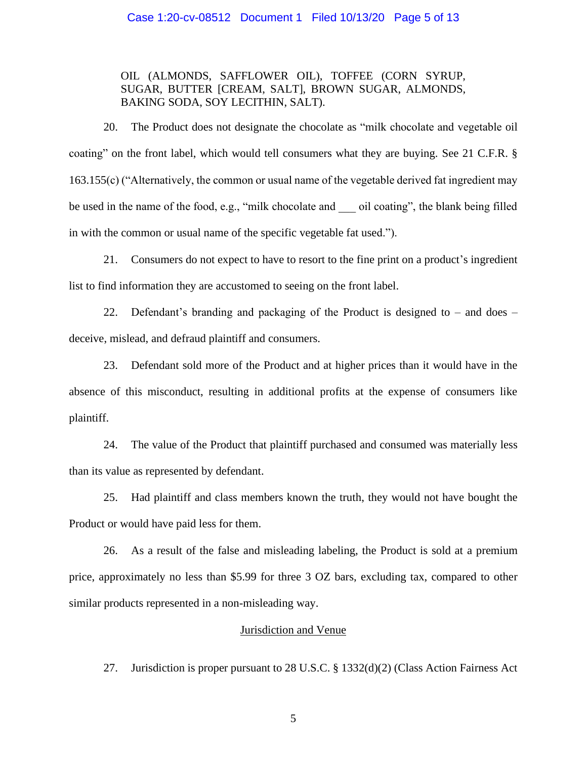OIL (ALMONDS, SAFFLOWER OIL), TOFFEE (CORN SYRUP, SUGAR, BUTTER [CREAM, SALT], BROWN SUGAR, ALMONDS, BAKING SODA, SOY LECITHIN, SALT).

20. The Product does not designate the chocolate as "milk chocolate and vegetable oil coating" on the front label, which would tell consumers what they are buying. See 21 C.F.R. § 163.155(c) ("Alternatively, the common or usual name of the vegetable derived fat ingredient may be used in the name of the food, e.g., "milk chocolate and ___ oil coating", the blank being filled in with the common or usual name of the specific vegetable fat used.").

21. Consumers do not expect to have to resort to the fine print on a product's ingredient list to find information they are accustomed to seeing on the front label.

22. Defendant's branding and packaging of the Product is designed to – and does – deceive, mislead, and defraud plaintiff and consumers.

23. Defendant sold more of the Product and at higher prices than it would have in the absence of this misconduct, resulting in additional profits at the expense of consumers like plaintiff.

24. The value of the Product that plaintiff purchased and consumed was materially less than its value as represented by defendant.

25. Had plaintiff and class members known the truth, they would not have bought the Product or would have paid less for them.

26. As a result of the false and misleading labeling, the Product is sold at a premium price, approximately no less than $5.99 for three 3 OZ bars, excluding tax, compared to other similar products represented in a non-misleading way.

## Jurisdiction and Venue

27. Jurisdiction is proper pursuant to 28 U.S.C. § 1332(d)(2) (Class Action Fairness Act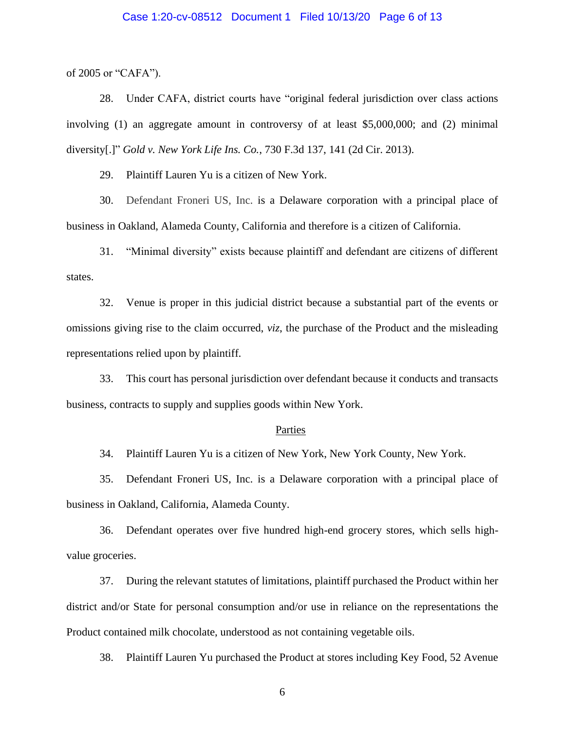of 2005 or "CAFA").

28. Under CAFA, district courts have "original federal jurisdiction over class actions involving (1) an aggregate amount in controversy of at least $5,000,000; and (2) minimal diversity[.]" *Gold v. New York Life Ins. Co.*, 730 F.3d 137, 141 (2d Cir. 2013).

29. Plaintiff Lauren Yu is a citizen of New York.

30. Defendant Froneri US, Inc. is a Delaware corporation with a principal place of business in Oakland, Alameda County, California and therefore is a citizen of California.

31. "Minimal diversity" exists because plaintiff and defendant are citizens of different states.

32. Venue is proper in this judicial district because a substantial part of the events or omissions giving rise to the claim occurred, *viz*, the purchase of the Product and the misleading representations relied upon by plaintiff.

33. This court has personal jurisdiction over defendant because it conducts and transacts business, contracts to supply and supplies goods within New York.

## Parties

34. Plaintiff Lauren Yu is a citizen of New York, New York County, New York.

35. Defendant Froneri US, Inc. is a Delaware corporation with a principal place of business in Oakland, California, Alameda County.

36. Defendant operates over five hundred high-end grocery stores, which sells high-value groceries.

37. During the relevant statutes of limitations, plaintiff purchased the Product within her district and/or State for personal consumption and/or use in reliance on the representations the Product contained milk chocolate, understood as not containing vegetable oils.

38. Plaintiff Lauren Yu purchased the Product at stores including Key Food, 52 Avenue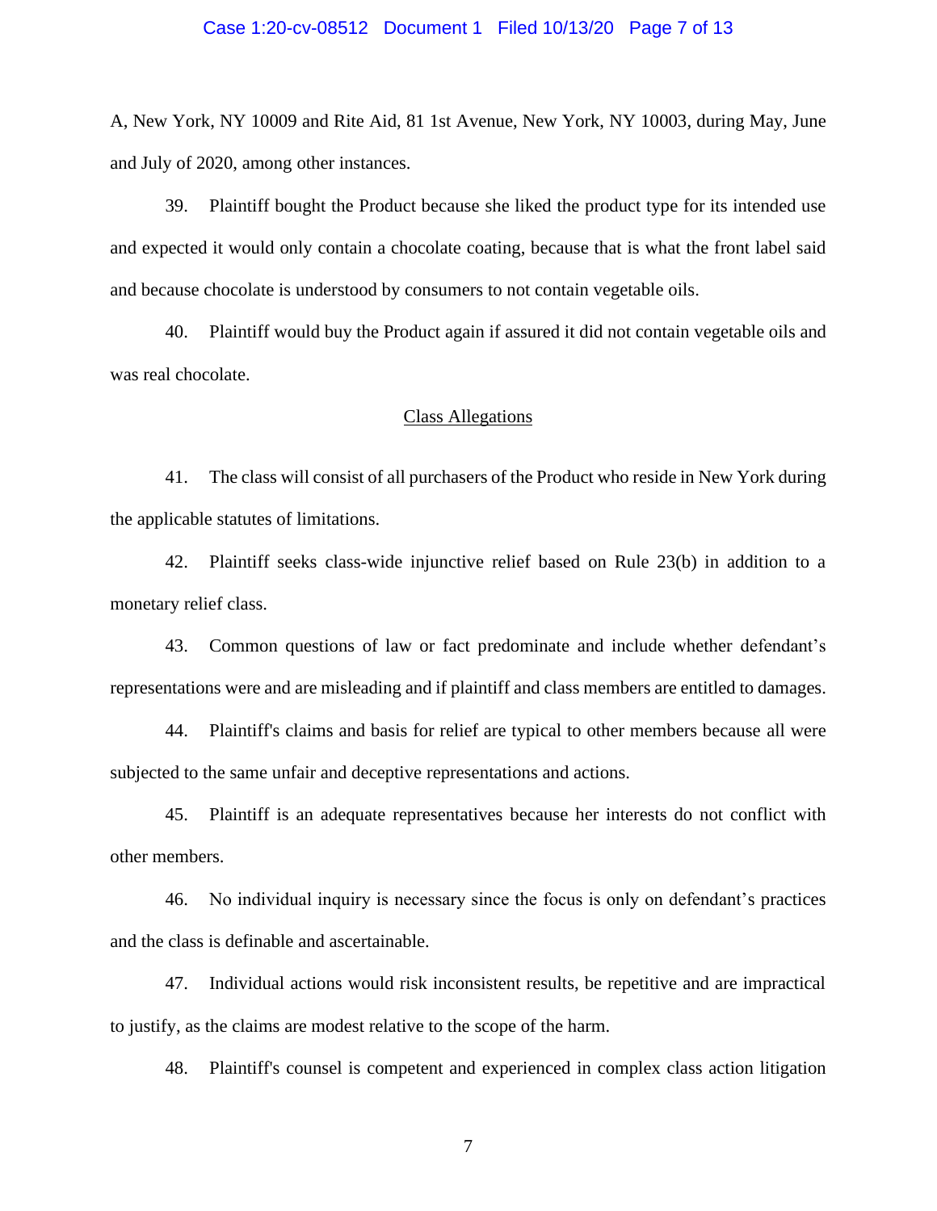A, New York, NY 10009 and Rite Aid, 81 1st Avenue, New York, NY 10003, during May, June and July of 2020, among other instances.

39. Plaintiff bought the Product because she liked the product type for its intended use and expected it would only contain a chocolate coating, because that is what the front label said and because chocolate is understood by consumers to not contain vegetable oils.

40. Plaintiff would buy the Product again if assured it did not contain vegetable oils and was real chocolate.

## Class Allegations

41. The class will consist of all purchasers of the Product who reside in New York during the applicable statutes of limitations.

42. Plaintiff seeks class-wide injunctive relief based on Rule 23(b) in addition to a monetary relief class.

43. Common questions of law or fact predominate and include whether defendant's representations were and are misleading and if plaintiff and class members are entitled to damages.

44. Plaintiff's claims and basis for relief are typical to other members because all were subjected to the same unfair and deceptive representations and actions.

45. Plaintiff is an adequate representatives because her interests do not conflict with other members.

46. No individual inquiry is necessary since the focus is only on defendant's practices and the class is definable and ascertainable.

47. Individual actions would risk inconsistent results, be repetitive and are impractical to justify, as the claims are modest relative to the scope of the harm.

48. Plaintiff's counsel is competent and experienced in complex class action litigation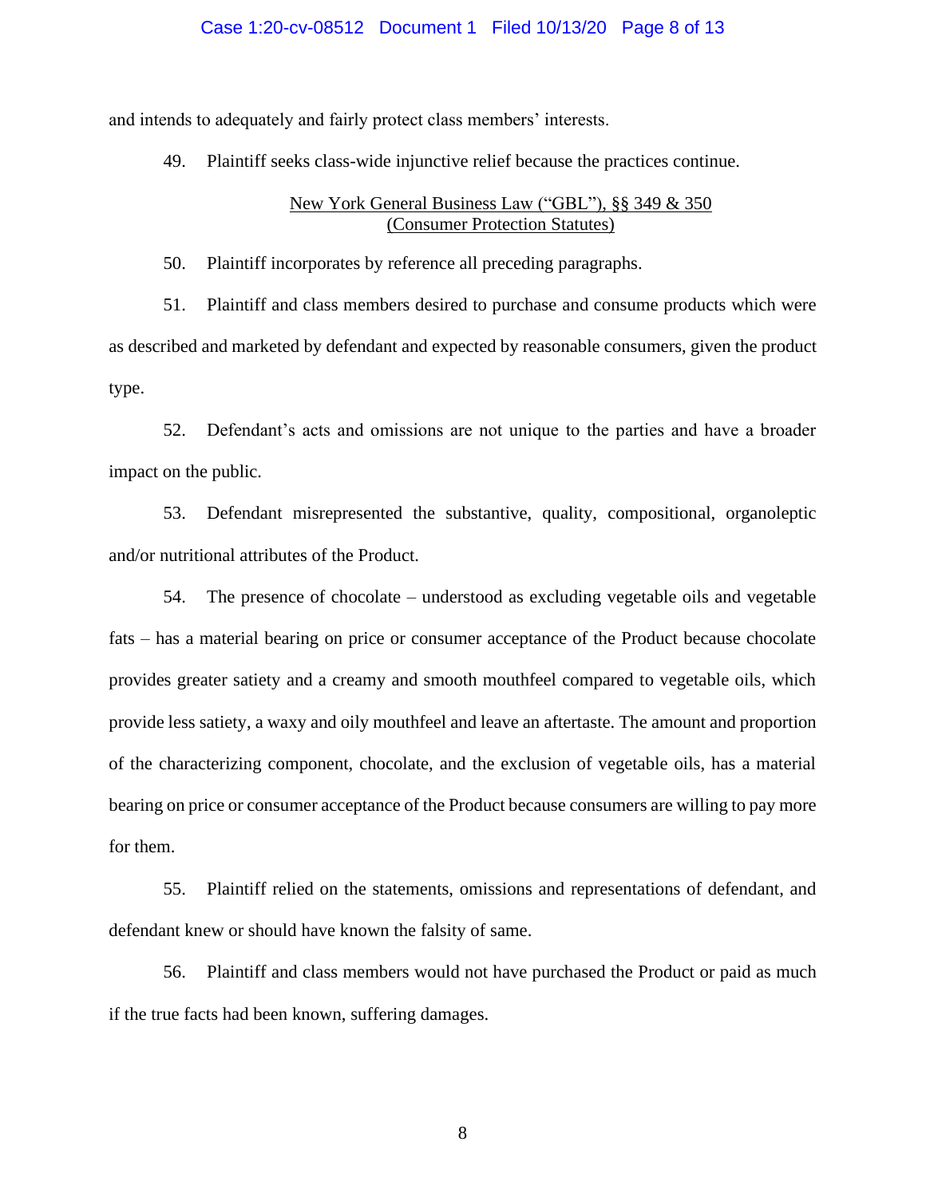and intends to adequately and fairly protect class members' interests.

49. Plaintiff seeks class-wide injunctive relief because the practices continue.

<u>New York General Business Law ("GBL"), §§ 349 & 350</u>
<u>(Consumer Protection Statutes)</u>

50. Plaintiff incorporates by reference all preceding paragraphs.

51. Plaintiff and class members desired to purchase and consume products which were as described and marketed by defendant and expected by reasonable consumers, given the product type.

52. Defendant's acts and omissions are not unique to the parties and have a broader impact on the public.

53. Defendant misrepresented the substantive, quality, compositional, organoleptic and/or nutritional attributes of the Product.

54. The presence of chocolate – understood as excluding vegetable oils and vegetable fats – has a material bearing on price or consumer acceptance of the Product because chocolate provides greater satiety and a creamy and smooth mouthfeel compared to vegetable oils, which provide less satiety, a waxy and oily mouthfeel and leave an aftertaste. The amount and proportion of the characterizing component, chocolate, and the exclusion of vegetable oils, has a material bearing on price or consumer acceptance of the Product because consumers are willing to pay more for them.

55. Plaintiff relied on the statements, omissions and representations of defendant, and defendant knew or should have known the falsity of same.

56. Plaintiff and class members would not have purchased the Product or paid as much if the true facts had been known, suffering damages.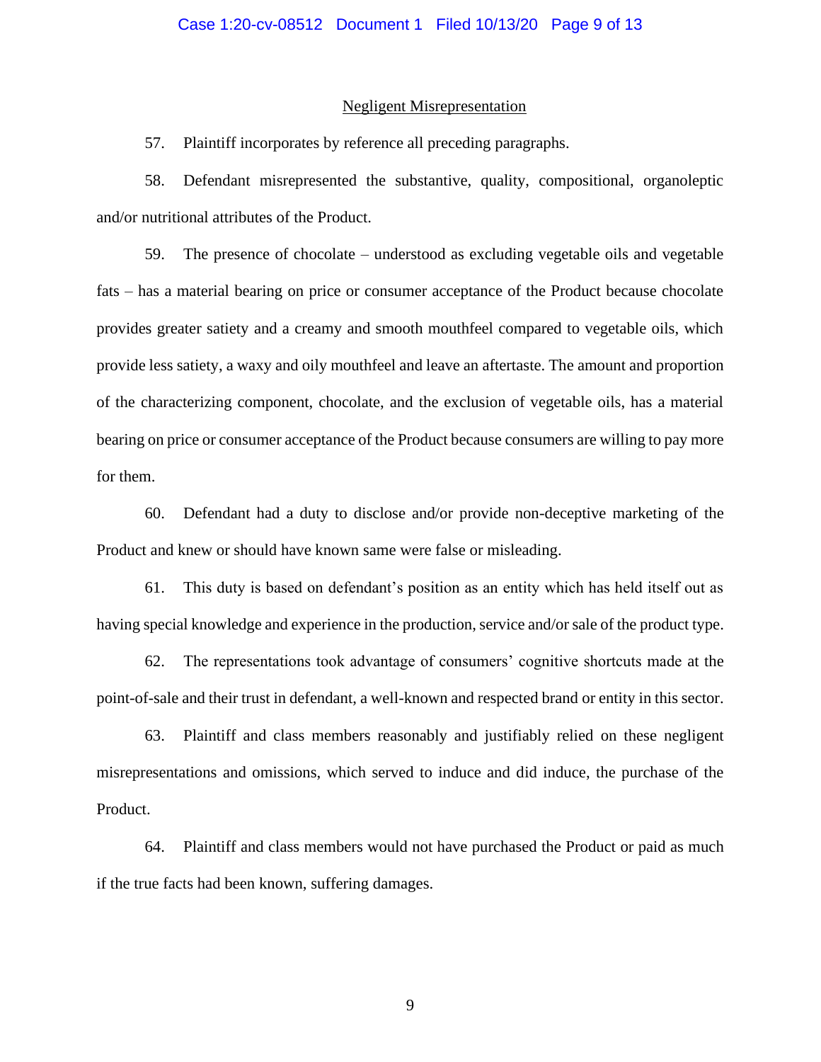## Negligent Misrepresentation

57. Plaintiff incorporates by reference all preceding paragraphs.

58. Defendant misrepresented the substantive, quality, compositional, organoleptic and/or nutritional attributes of the Product.

59. The presence of chocolate – understood as excluding vegetable oils and vegetable fats – has a material bearing on price or consumer acceptance of the Product because chocolate provides greater satiety and a creamy and smooth mouthfeel compared to vegetable oils, which provide less satiety, a waxy and oily mouthfeel and leave an aftertaste. The amount and proportion of the characterizing component, chocolate, and the exclusion of vegetable oils, has a material bearing on price or consumer acceptance of the Product because consumers are willing to pay more for them.

60. Defendant had a duty to disclose and/or provide non-deceptive marketing of the Product and knew or should have known same were false or misleading.

61. This duty is based on defendant's position as an entity which has held itself out as having special knowledge and experience in the production, service and/or sale of the product type.

62. The representations took advantage of consumers' cognitive shortcuts made at the point-of-sale and their trust in defendant, a well-known and respected brand or entity in this sector.

63. Plaintiff and class members reasonably and justifiably relied on these negligent misrepresentations and omissions, which served to induce and did induce, the purchase of the Product.

64. Plaintiff and class members would not have purchased the Product or paid as much if the true facts had been known, suffering damages.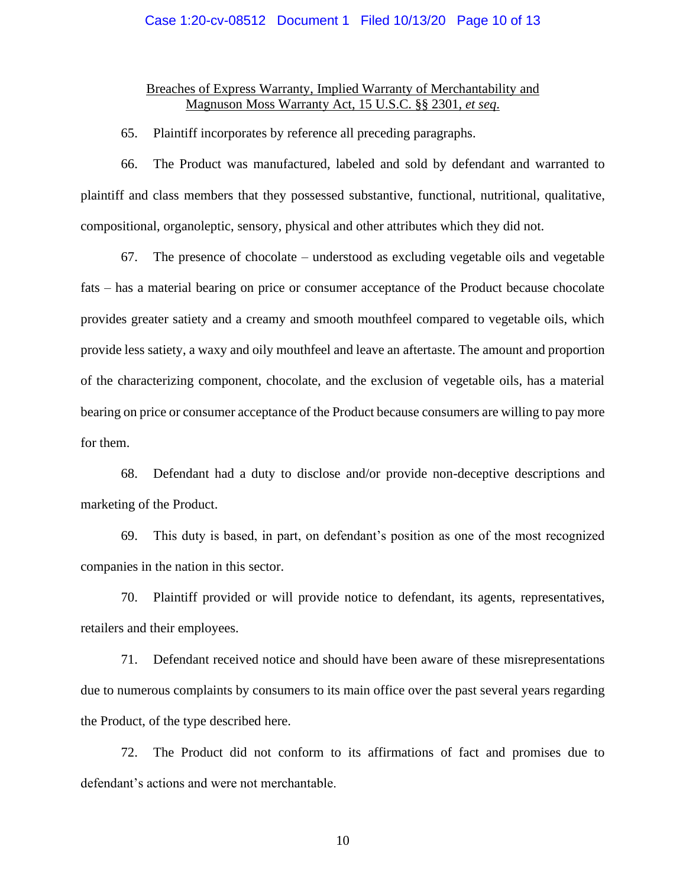<u>Breaches of Express Warranty, Implied Warranty of Merchantability and Magnuson Moss Warranty Act, 15 U.S.C. §§ 2301, *et seq.*</u>

65. Plaintiff incorporates by reference all preceding paragraphs.

66. The Product was manufactured, labeled and sold by defendant and warranted to plaintiff and class members that they possessed substantive, functional, nutritional, qualitative, compositional, organoleptic, sensory, physical and other attributes which they did not.

67. The presence of chocolate – understood as excluding vegetable oils and vegetable fats – has a material bearing on price or consumer acceptance of the Product because chocolate provides greater satiety and a creamy and smooth mouthfeel compared to vegetable oils, which provide less satiety, a waxy and oily mouthfeel and leave an aftertaste. The amount and proportion of the characterizing component, chocolate, and the exclusion of vegetable oils, has a material bearing on price or consumer acceptance of the Product because consumers are willing to pay more for them.

68. Defendant had a duty to disclose and/or provide non-deceptive descriptions and marketing of the Product.

69. This duty is based, in part, on defendant's position as one of the most recognized companies in the nation in this sector.

70. Plaintiff provided or will provide notice to defendant, its agents, representatives, retailers and their employees.

71. Defendant received notice and should have been aware of these misrepresentations due to numerous complaints by consumers to its main office over the past several years regarding the Product, of the type described here.

72. The Product did not conform to its affirmations of fact and promises due to defendant's actions and were not merchantable.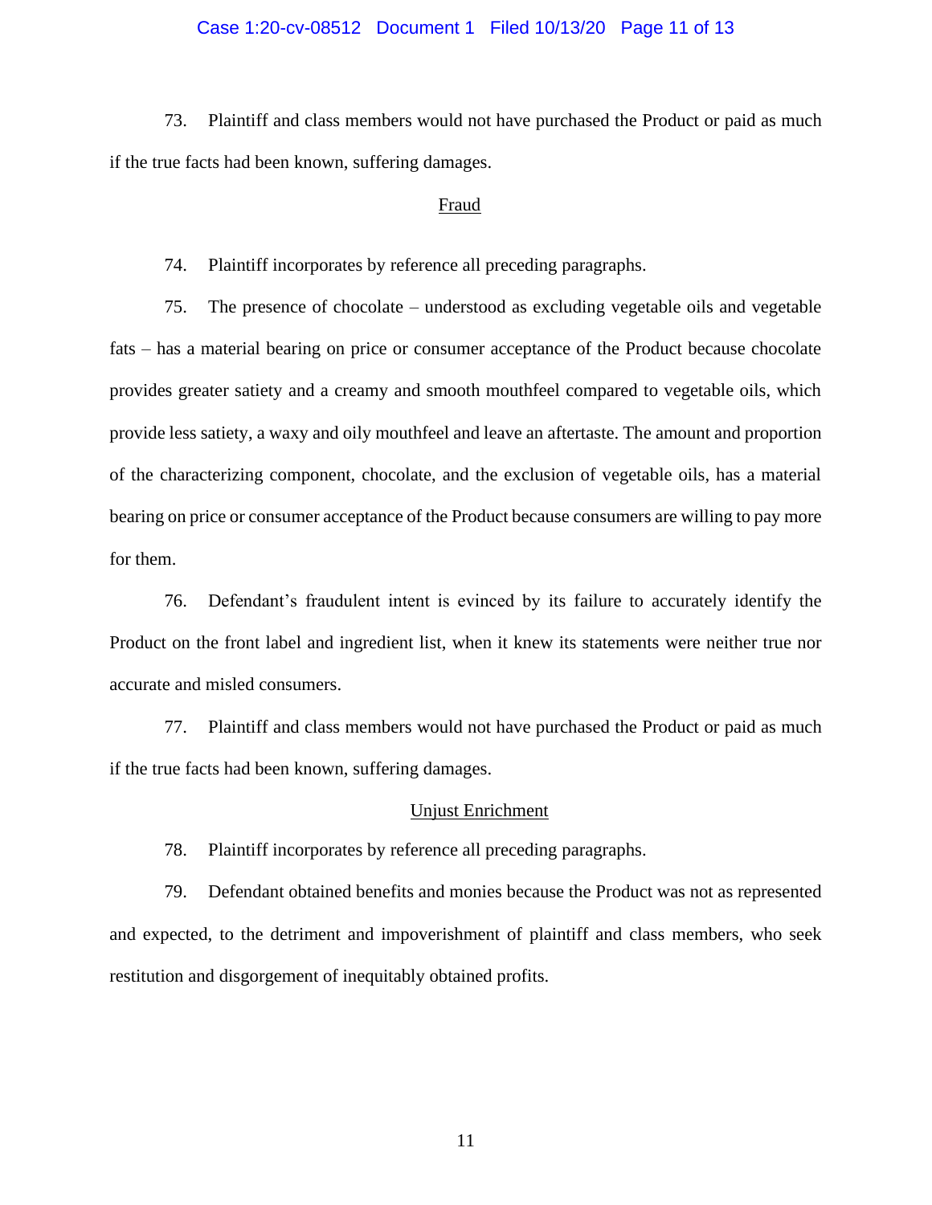73. Plaintiff and class members would not have purchased the Product or paid as much if the true facts had been known, suffering damages.

## Fraud

74. Plaintiff incorporates by reference all preceding paragraphs.

75. The presence of chocolate – understood as excluding vegetable oils and vegetable fats – has a material bearing on price or consumer acceptance of the Product because chocolate provides greater satiety and a creamy and smooth mouthfeel compared to vegetable oils, which provide less satiety, a waxy and oily mouthfeel and leave an aftertaste. The amount and proportion of the characterizing component, chocolate, and the exclusion of vegetable oils, has a material bearing on price or consumer acceptance of the Product because consumers are willing to pay more for them.

76. Defendant's fraudulent intent is evinced by its failure to accurately identify the Product on the front label and ingredient list, when it knew its statements were neither true nor accurate and misled consumers.

77. Plaintiff and class members would not have purchased the Product or paid as much if the true facts had been known, suffering damages.

## Unjust Enrichment

78. Plaintiff incorporates by reference all preceding paragraphs.

79. Defendant obtained benefits and monies because the Product was not as represented and expected, to the detriment and impoverishment of plaintiff and class members, who seek restitution and disgorgement of inequitably obtained profits.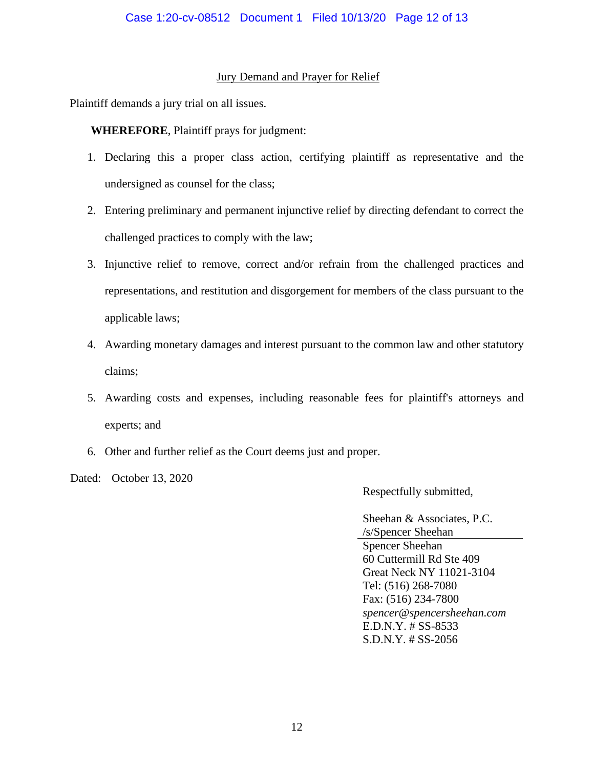## Jury Demand and Prayer for Relief

Plaintiff demands a jury trial on all issues.

**WHEREFORE**, Plaintiff prays for judgment:

1. Declaring this a proper class action, certifying plaintiff as representative and the undersigned as counsel for the class;
2. Entering preliminary and permanent injunctive relief by directing defendant to correct the challenged practices to comply with the law;
3. Injunctive relief to remove, correct and/or refrain from the challenged practices and representations, and restitution and disgorgement for members of the class pursuant to the applicable laws;
4. Awarding monetary damages and interest pursuant to the common law and other statutory claims;
5. Awarding costs and expenses, including reasonable fees for plaintiff's attorneys and experts; and
6. Other and further relief as the Court deems just and proper.

Dated: October 13, 2020

Respectfully submitted,

Sheehan & Associates, P.C.
/s/Spencer Sheehan
Spencer Sheehan
60 Cuttermill Rd Ste 409
Great Neck NY 11021-3104
Tel: (516) 268-7080
Fax: (516) 234-7800
*spencer@spencersheehan.com*
E.D.N.Y. # SS-8533
S.D.N.Y. # SS-2056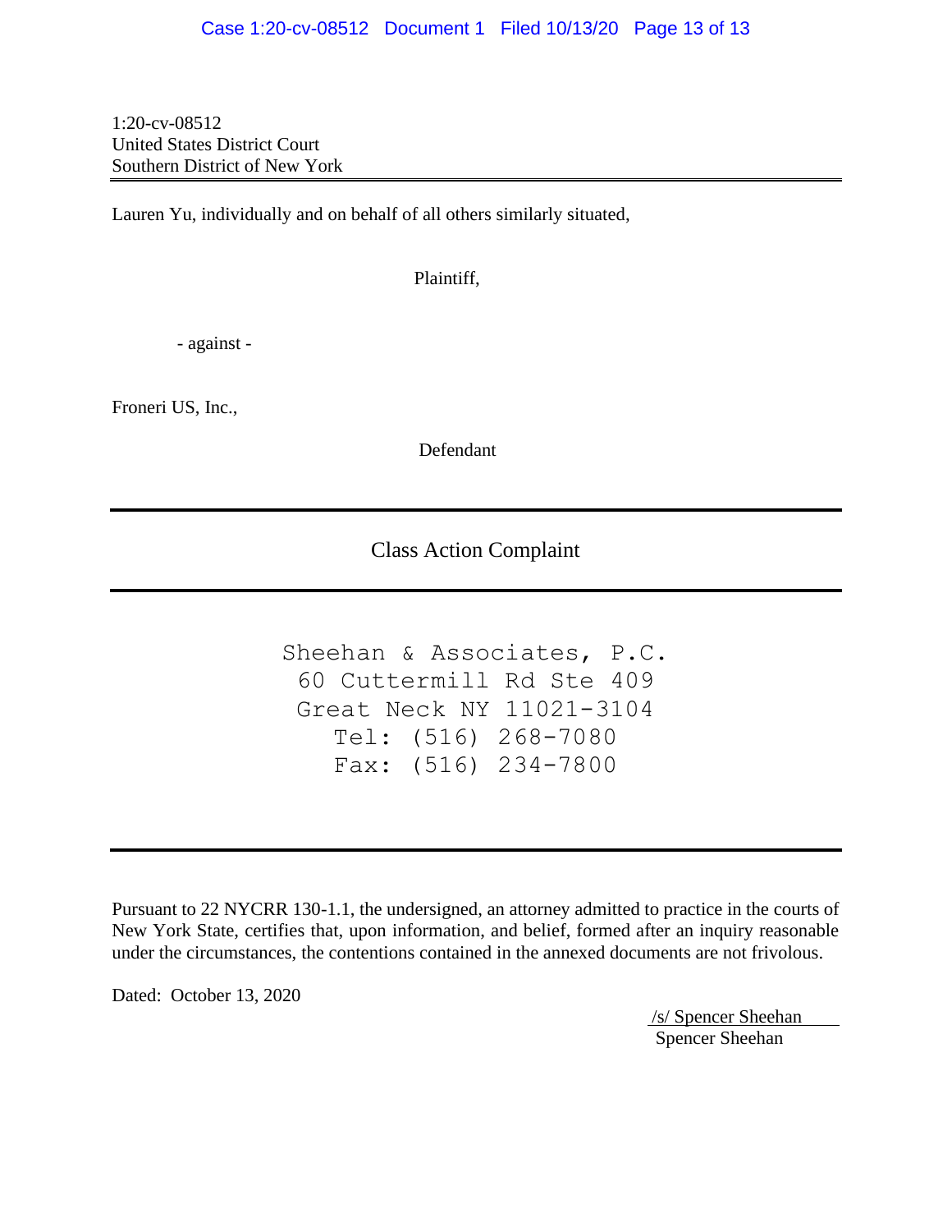1:20-cv-08512
United States District Court
Southern District of New York

---

Lauren Yu, individually and on behalf of all others similarly situated,

Plaintiff,

- against -

Froneri US, Inc.,

Defendant

---

Class Action Complaint

---

Sheehan & Associates, P.C.
60 Cuttermill Rd Ste 409
Great Neck NY 11021-3104
Tel: (516) 268-7080
Fax: (516) 234-7800

---

Pursuant to 22 NYCRR 130-1.1, the undersigned, an attorney admitted to practice in the courts of New York State, certifies that, upon information, and belief, formed after an inquiry reasonable under the circumstances, the contentions contained in the annexed documents are not frivolous.

Dated: October 13, 2020

/s/ Spencer Sheehan
Spencer Sheehan